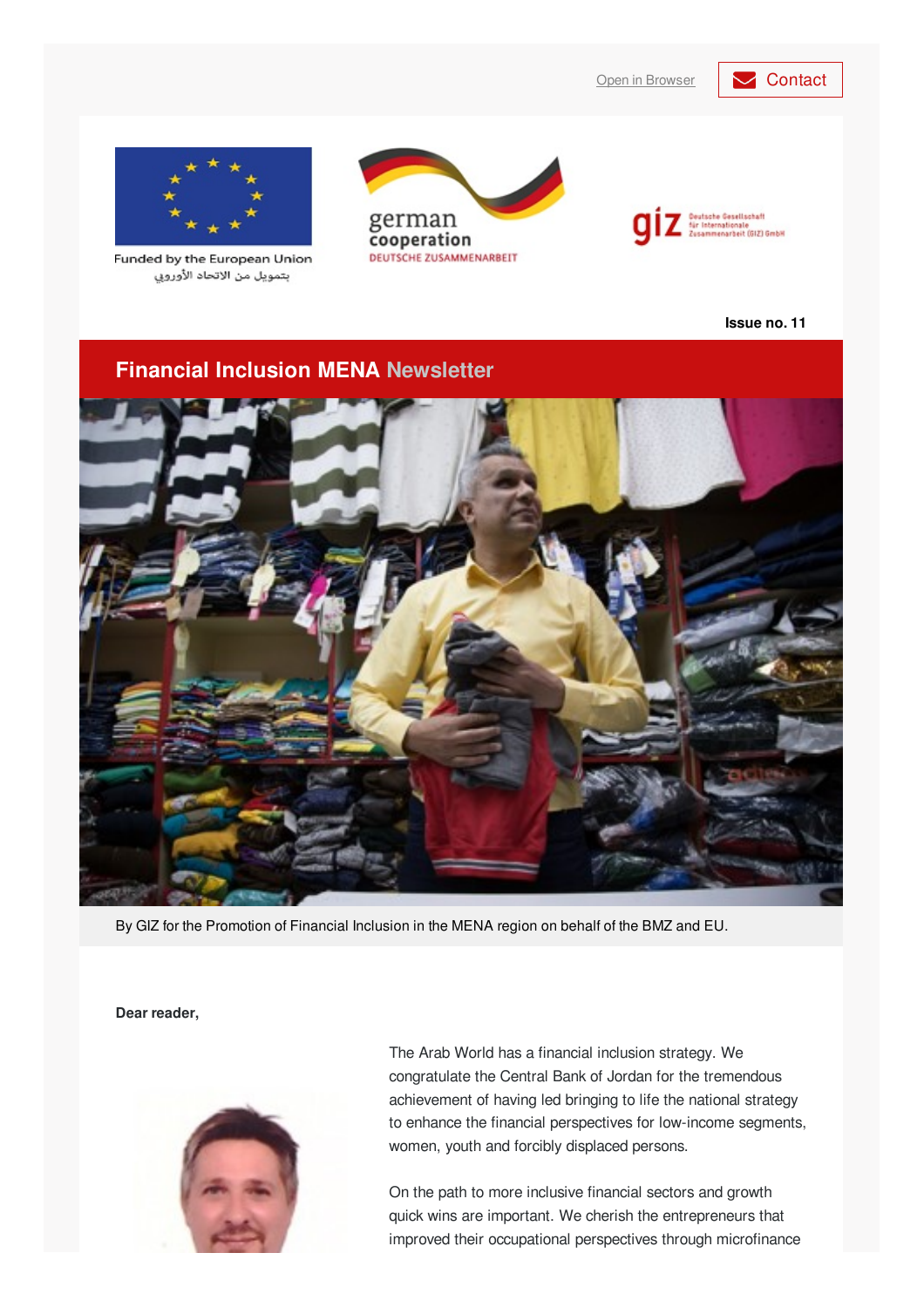Open in Browser

Contact

Funded by the European Union
بتمويل من الاتحاد الأوروبي

german cooperation
DEUTSCHE ZUSAMMENARBEIT

giz Deutsche Gesellschaft für Internationale Zusammenarbeit (GIZ) GmbH

**Issue no. 11**

# Financial Inclusion MENA Newsletter

By GIZ for the Promotion of Financial Inclusion in the MENA region on behalf of the BMZ and EU.

**Dear reader,**

The Arab World has a financial inclusion strategy. We congratulate the Central Bank of Jordan for the tremendous achievement of having led bringing to life the national strategy to enhance the financial perspectives for low-income segments, women, youth and forcibly displaced persons.

On the path to more inclusive financial sectors and growth quick wins are important. We cherish the entrepreneurs that improved their occupational perspectives through microfinance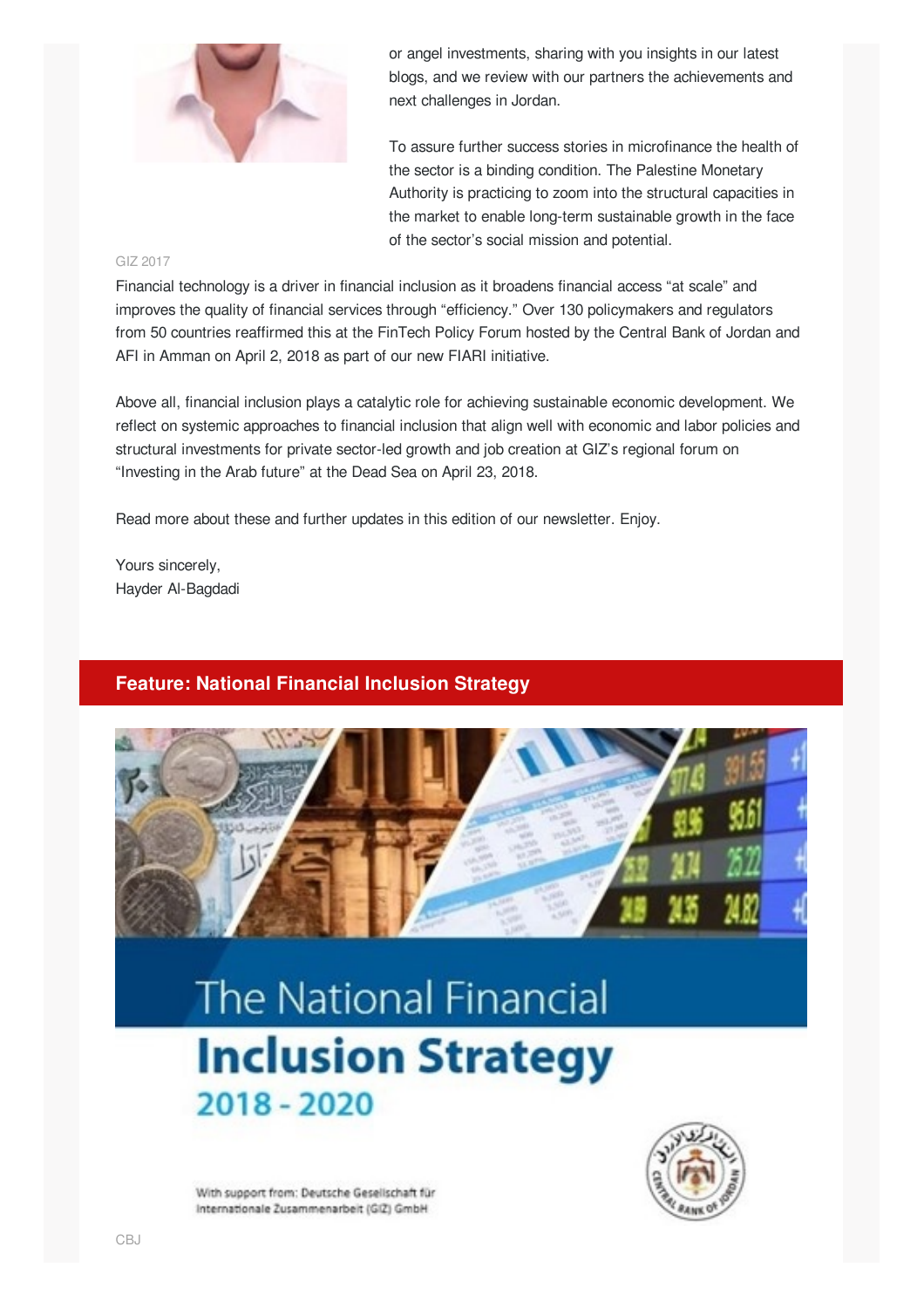or angel investments, sharing with you insights in our latest blogs, and we review with our partners the achievements and next challenges in Jordan.

To assure further success stories in microfinance the health of the sector is a binding condition. The Palestine Monetary Authority is practicing to zoom into the structural capacities in the market to enable long-term sustainable growth in the face of the sector's social mission and potential.

GIZ 2017

Financial technology is a driver in financial inclusion as it broadens financial access "at scale" and improves the quality of financial services through "efficiency." Over 130 policymakers and regulators from 50 countries reaffirmed this at the FinTech Policy Forum hosted by the Central Bank of Jordan and AFI in Amman on April 2, 2018 as part of our new FIARI initiative.

Above all, financial inclusion plays a catalytic role for achieving sustainable economic development. We reflect on systemic approaches to financial inclusion that align well with economic and labor policies and structural investments for private sector-led growth and job creation at GIZ's regional forum on "Investing in the Arab future" at the Dead Sea on April 23, 2018.

Read more about these and further updates in this edition of our newsletter. Enjoy.

Yours sincerely,
Hayder Al-Bagdadi

## Feature: National Financial Inclusion Strategy

The National Financial Inclusion Strategy 2018 - 2020

With support from: Deutsche Gesellschaft für Internationale Zusammenarbeit (GIZ) GmbH

CBJ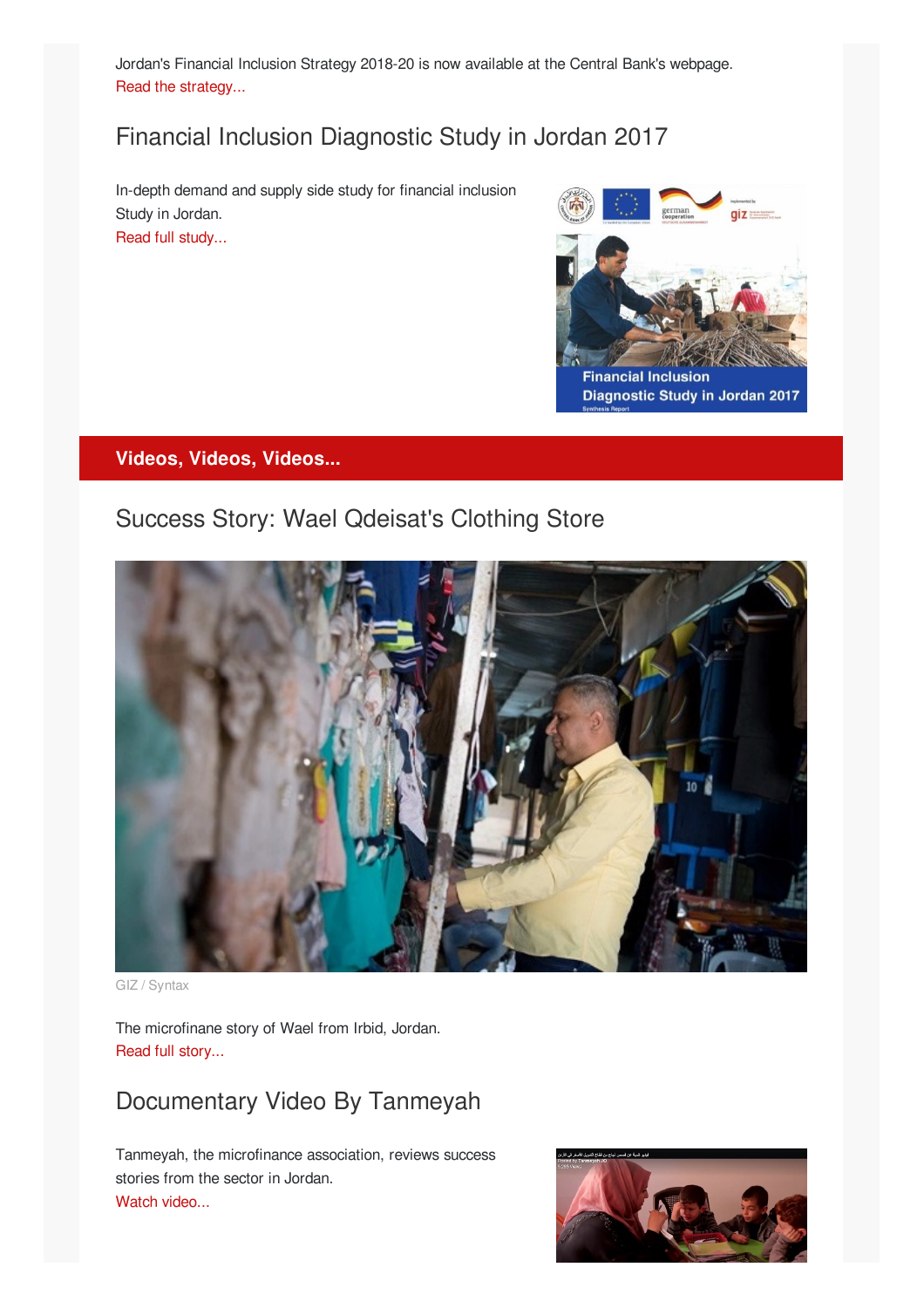Jordan's Financial Inclusion Strategy 2018-20 is now available at the Central Bank's webpage.
Read the strategy...

## Financial Inclusion Diagnostic Study in Jordan 2017

In-depth demand and supply side study for financial inclusion Study in Jordan.
Read full study...

### Videos, Videos, Videos...

## Success Story: Wael Qdeisat's Clothing Store

GIZ / Syntax

The microfinane story of Wael from Irbid, Jordan.
Read full story...

## Documentary Video By Tanmeyah

Tanmeyah, the microfinance association, reviews success stories from the sector in Jordan.
Watch video...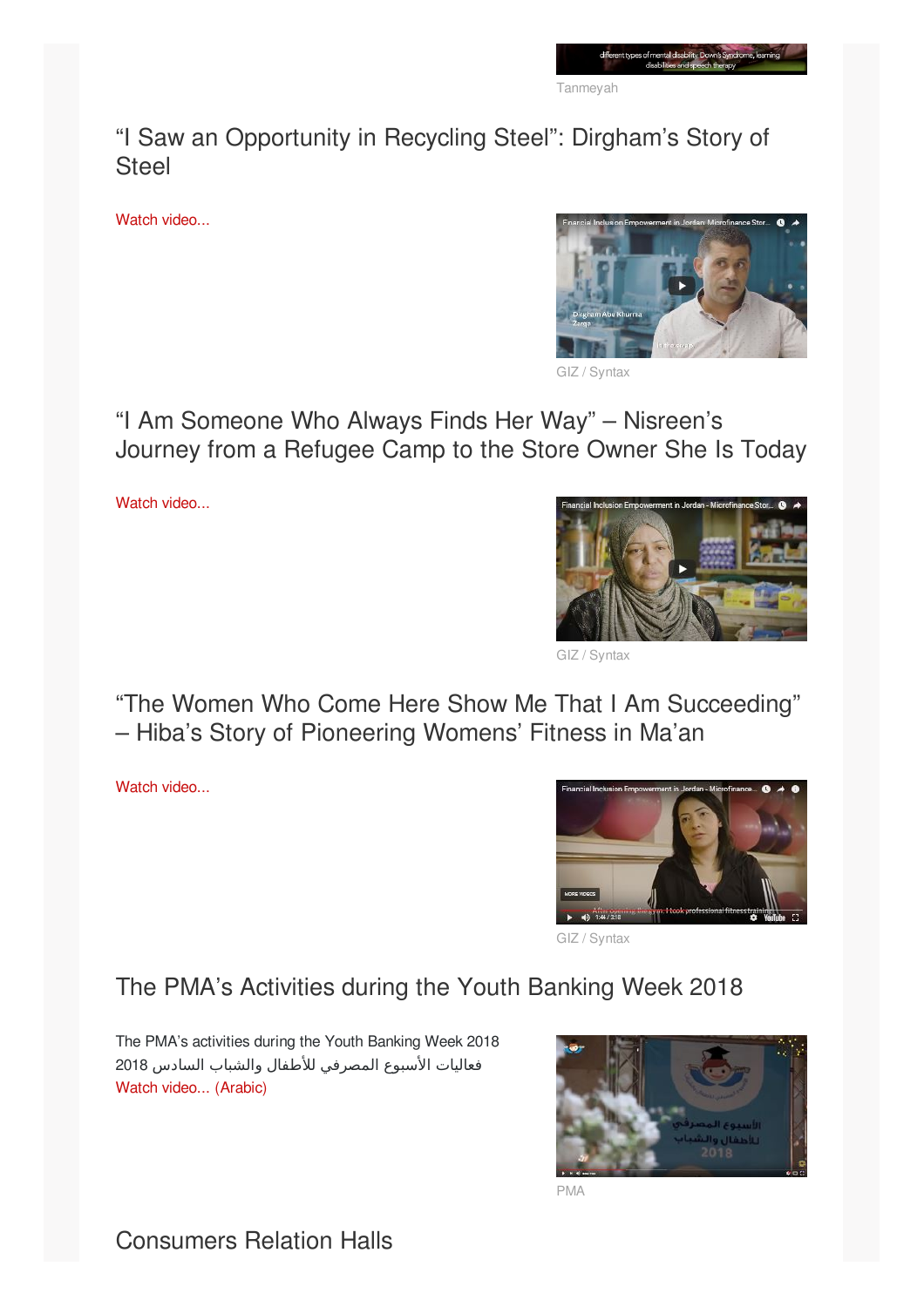Tanmeyah

## "I Saw an Opportunity in Recycling Steel": Dirgham's Story of Steel

Watch video...

GIZ / Syntax

## "I Am Someone Who Always Finds Her Way" – Nisreen's Journey from a Refugee Camp to the Store Owner She Is Today

Watch video...

GIZ / Syntax

## "The Women Who Come Here Show Me That I Am Succeeding" – Hiba's Story of Pioneering Womens' Fitness in Ma'an

Watch video...

GIZ / Syntax

## The PMA's Activities during the Youth Banking Week 2018

The PMA's activities during the Youth Banking Week 2018
فعاليات الأسبوع المصرفي للأطفال والشباب السادس 2018
Watch video... (Arabic)

PMA

## Consumers Relation Halls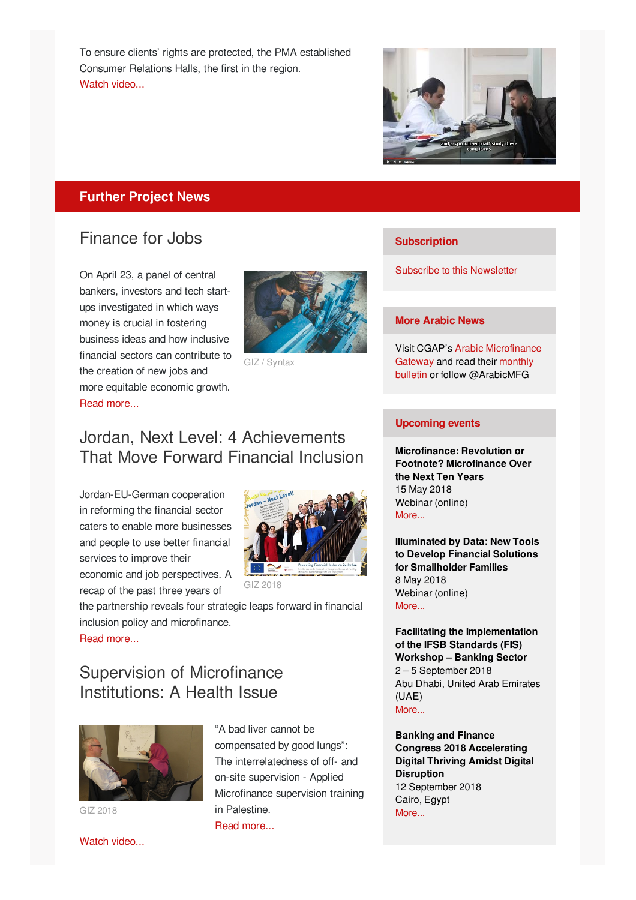To ensure clients' rights are protected, the PMA established Consumer Relations Halls, the first in the region.
Watch video...

## Further Project News

### Finance for Jobs

On April 23, a panel of central bankers, investors and tech start-ups investigated in which ways money is crucial in fostering business ideas and how inclusive financial sectors can contribute to the creation of new jobs and more equitable economic growth.
Read more...

GIZ / Syntax

### Jordan, Next Level: 4 Achievements That Move Forward Financial Inclusion

Jordan-EU-German cooperation in reforming the financial sector caters to enable more businesses and people to use better financial services to improve their economic and job perspectives. A recap of the past three years of the partnership reveals four strategic leaps forward in financial inclusion policy and microfinance.
Read more...

GIZ 2018

### Supervision of Microfinance Institutions: A Health Issue

"A bad liver cannot be compensated by good lungs": The interrelatedness of off- and on-site supervision - Applied Microfinance supervision training in Palestine.
Read more...

GIZ 2018

Watch video...

### Subscription

Subscribe to this Newsletter

### More Arabic News

Visit CGAP's Arabic Microfinance Gateway and read their monthly bulletin or follow @ArabicMFG

### Upcoming events

**Microfinance: Revolution or Footnote? Microfinance Over the Next Ten Years**
15 May 2018
Webinar (online)
More...

**Illuminated by Data: New Tools to Develop Financial Solutions for Smallholder Families**
8 May 2018
Webinar (online)
More...

**Facilitating the Implementation of the IFSB Standards (FIS) Workshop – Banking Sector**
2 – 5 September 2018
Abu Dhabi, United Arab Emirates (UAE)
More...

**Banking and Finance Congress 2018 Accelerating Digital Thriving Amidst Digital Disruption**
12 September 2018
Cairo, Egypt
More...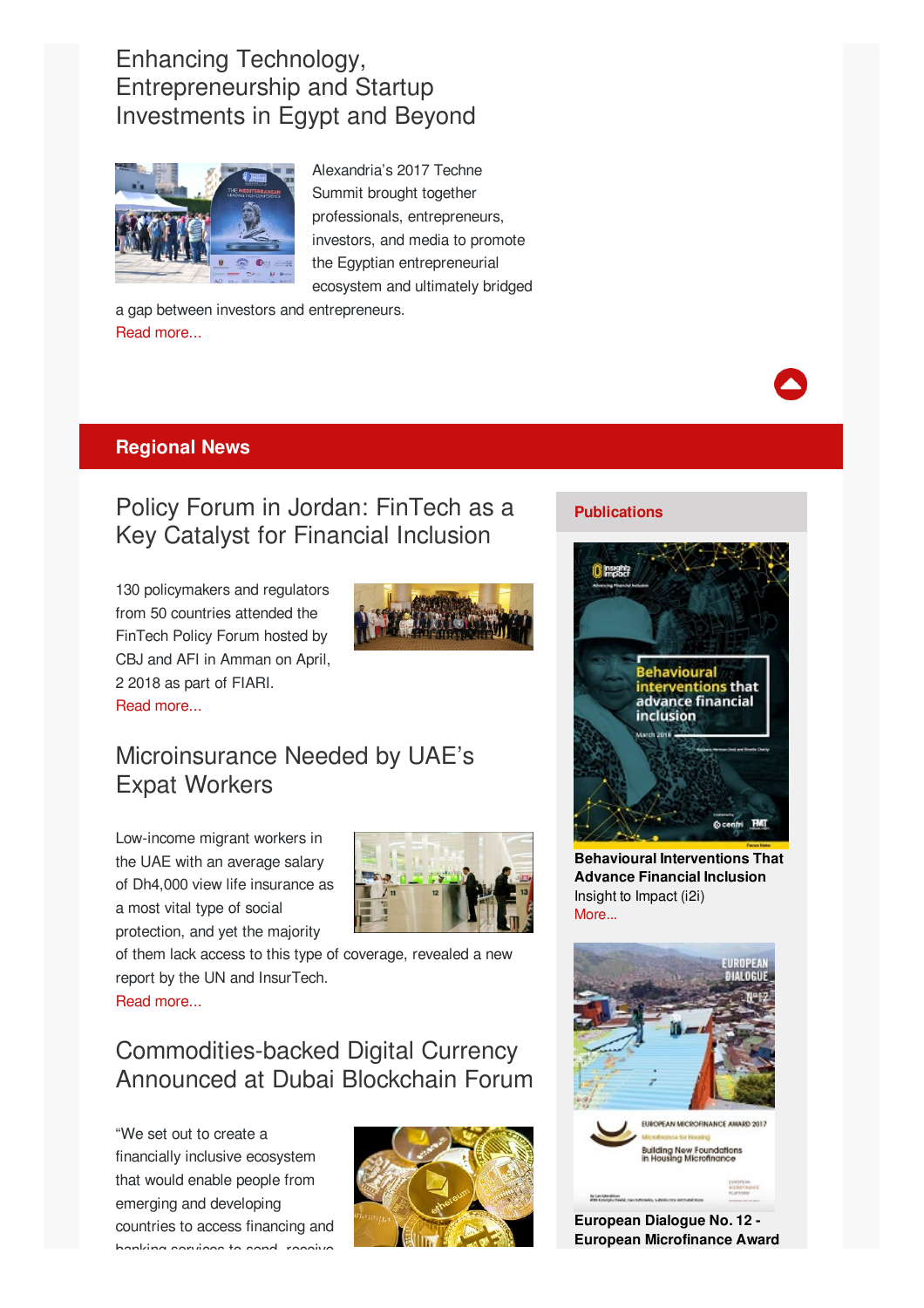## Enhancing Technology, Entrepreneurship and Startup Investments in Egypt and Beyond

Alexandria's 2017 Techne Summit brought together professionals, entrepreneurs, investors, and media to promote the Egyptian entrepreneurial ecosystem and ultimately bridged a gap between investors and entrepreneurs.

Read more...

# Regional News

## Policy Forum in Jordan: FinTech as a Key Catalyst for Financial Inclusion

130 policymakers and regulators from 50 countries attended the FinTech Policy Forum hosted by CBJ and AFI in Amman on April, 2 2018 as part of FIARI.

Read more...

## Microinsurance Needed by UAE's Expat Workers

Low-income migrant workers in the UAE with an average salary of Dh4,000 view life insurance as a most vital type of social protection, and yet the majority of them lack access to this type of coverage, revealed a new report by the UN and InsurTech.

Read more...

## Commodities-backed Digital Currency Announced at Dubai Blockchain Forum

"We set out to create a financially inclusive ecosystem that would enable people from emerging and developing countries to access financing and banking services to send, receive

## Publications

**Behavioural Interventions That Advance Financial Inclusion**
Insight to Impact (i2i)
More...

**European Dialogue No. 12 - European Microfinance Award**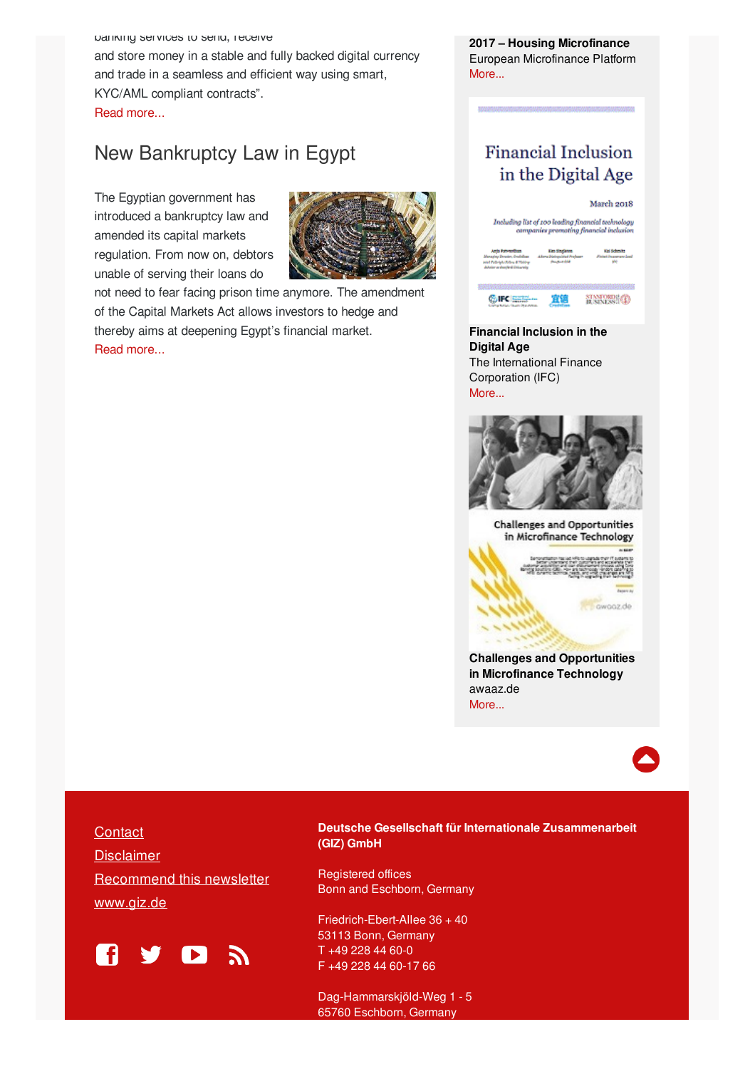banking services to send, receive and store money in a stable and fully backed digital currency and trade in a seamless and efficient way using smart, KYC/AML compliant contracts".

Read more...

## New Bankruptcy Law in Egypt

The Egyptian government has introduced a bankruptcy law and amended its capital markets regulation. From now on, debtors unable of serving their loans do not need to fear prison time anymore. The amendment of the Capital Markets Act allows investors to hedge and thereby aims at deepening Egypt's financial market.

Read more...

**2017 – Housing Microfinance**
European Microfinance Platform
More...

**Financial Inclusion in the Digital Age**
The International Finance Corporation (IFC)
More...

**Challenges and Opportunities in Microfinance Technology**
awaaz.de
More...

Contact

Disclaimer

Recommend this newsletter

www.giz.de

**Deutsche Gesellschaft für Internationale Zusammenarbeit (GIZ) GmbH**

Registered offices
Bonn and Eschborn, Germany

Friedrich-Ebert-Allee 36 + 40
53113 Bonn, Germany
T +49 228 44 60-0
F +49 228 44 60-17 66

Dag-Hammarskjöld-Weg 1 - 5
65760 Eschborn, Germany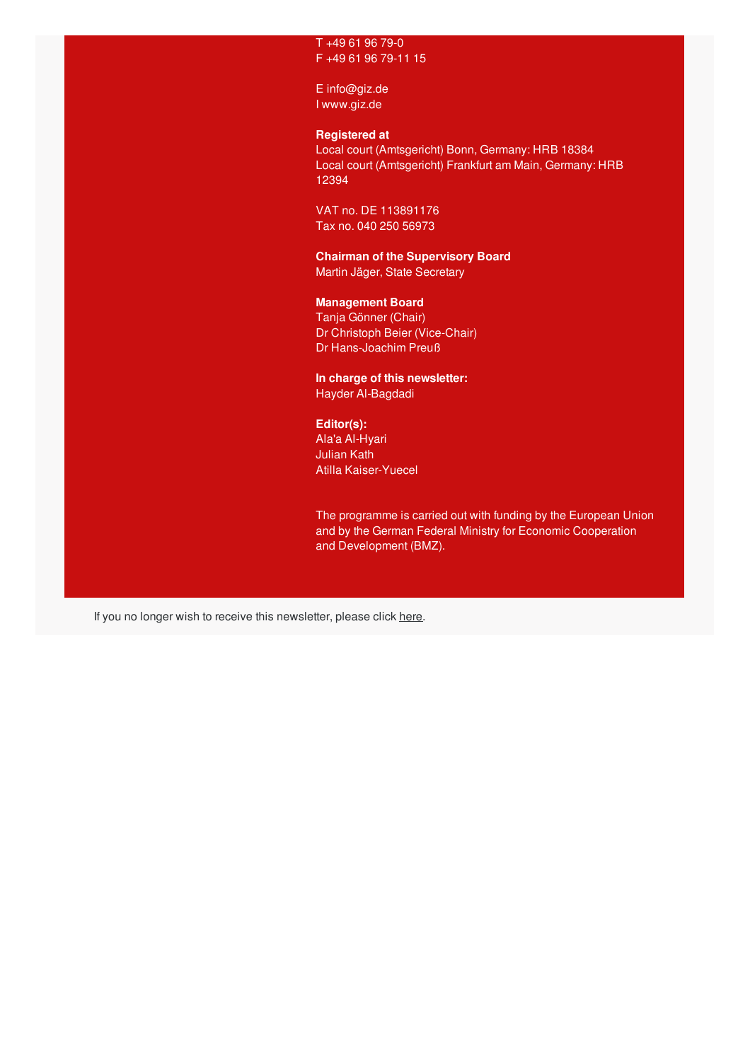T +49 61 96 79-0
F +49 61 96 79-11 15

E info@giz.de
I www.giz.de

**Registered at**
Local court (Amtsgericht) Bonn, Germany: HRB 18384
Local court (Amtsgericht) Frankfurt am Main, Germany: HRB 12394

VAT no. DE 113891176
Tax no. 040 250 56973

**Chairman of the Supervisory Board**
Martin Jäger, State Secretary

**Management Board**
Tanja Gönner (Chair)
Dr Christoph Beier (Vice-Chair)
Dr Hans-Joachim Preuß

**In charge of this newsletter:**
Hayder Al-Bagdadi

**Editor(s):**
Ala'a Al-Hyari
Julian Kath
Atilla Kaiser-Yuecel

The programme is carried out with funding by the European Union and by the German Federal Ministry for Economic Cooperation and Development (BMZ).

If you no longer wish to receive this newsletter, please click here.